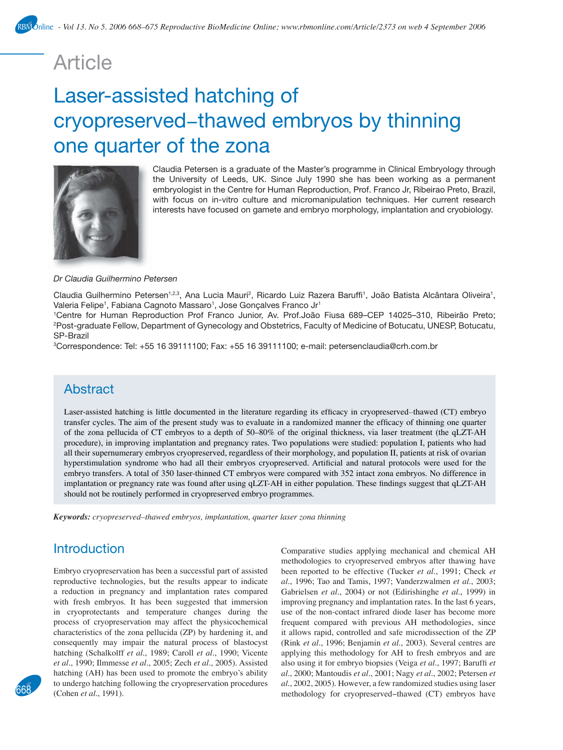Article

# Laser-assisted hatching of cryopreserved–thawed embryos by thinning one quarter of the zona

Claudia Petersen is a graduate of the Master's programme in Clinical Embryology through the University of Leeds, UK. Since July 1990 she has been working as a permanent embryologist in the Centre for Human Reproduction, Prof. Franco Jr, Ribeirao Preto, Brazil, with focus on in-vitro culture and micromanipulation techniques. Her current research interests have focused on gamete and embryo morphology, implantation and cryobiology.

*Dr Claudia Guilhermino Petersen*

Claudia Guilhermino Petersen[1,2,3], Ana Lucia Mauri[2], Ricardo Luiz Razera Baruffi[1], João Batista Alcântara Oliveira[1], Valeria Felipe[1], Fabiana Cagnoto Massaro[1], Jose Gonçalves Franco Jr[1]

[1]Centre for Human Reproduction Prof Franco Junior, Av. Prof.João Fiusa 689–CEP 14025–310, Ribeirão Preto; [2]Post-graduate Fellow, Department of Gynecology and Obstetrics, Faculty of Medicine of Botucatu, UNESP, Botucatu, SP-Brazil

[3]Correspondence: Tel: +55 16 39111100; Fax: +55 16 39111100; e-mail: petersenclaudia@crh.com.br

## Abstract

Laser-assisted hatching is little documented in the literature regarding its efficacy in cryopreserved–thawed (CT) embryo transfer cycles. The aim of the present study was to evaluate in a randomized manner the efficacy of thinning one quarter of the zona pellucida of CT embryos to a depth of 50–80% of the original thickness, via laser treatment (the qLZT-AH procedure), in improving implantation and pregnancy rates. Two populations were studied: population I, patients who had all their supernumerary embryos cryopreserved, regardless of their morphology, and population II, patients at risk of ovarian hyperstimulation syndrome who had all their embryos cryopreserved. Artificial and natural protocols were used for the embryo transfers. A total of 350 laser-thinned CT embryos were compared with 352 intact zona embryos. No difference in implantation or pregnancy rate was found after using qLZT-AH in either population. These findings suggest that qLZT-AH should not be routinely performed in cryopreserved embryo programmes.

***Keywords:*** *cryopreserved–thawed embryos, implantation, quarter laser zona thinning*

## Introduction

Embryo cryopreservation has been a successful part of assisted reproductive technologies, but the results appear to indicate a reduction in pregnancy and implantation rates compared with fresh embryos. It has been suggested that immersion in cryoprotectants and temperature changes during the process of cryopreservation may affect the physicochemical characteristics of the zona pellucida (ZP) by hardening it, and consequently may impair the natural process of blastocyst hatching (Schalkolff *et al*., 1989; Caroll *et al*., 1990; Vicente *et al*., 1990; Ilmmesse *et al*., 2005; Zech *et al*., 2005). Assisted hatching (AH) has been used to promote the embryo's ability to undergo hatching following the cryopreservation procedures (Cohen *et al*., 1991).

Comparative studies applying mechanical and chemical AH methodologies to cryopreserved embryos after thawing have been reported to be effective (Tucker *et al*., 1991; Check *et al*., 1996; Tao and Tamis, 1997; Vanderzwalmen *et al*., 2003; Gabrielsen *et al*., 2004) or not (Edirishinghe *et al*., 1999) in improving pregnancy and implantation rates. In the last 6 years, use of the non-contact infrared diode laser has become more frequent compared with previous AH methodologies, since it allows rapid, controlled and safe microdissection of the ZP (Rink *et al*., 1996; Benjamin *et al*., 2003). Several centres are applying this methodology for AH to fresh embryos and are also using it for embryo biopsies (Veiga *et al*., 1997; Baruffi *et al*., 2000; Mantoudis *et al*., 2001; Nagy *et al*., 2002; Petersen *et al*., 2002, 2005). However, a few randomized studies using laser methodology for cryopreserved–thawed (CT) embryos have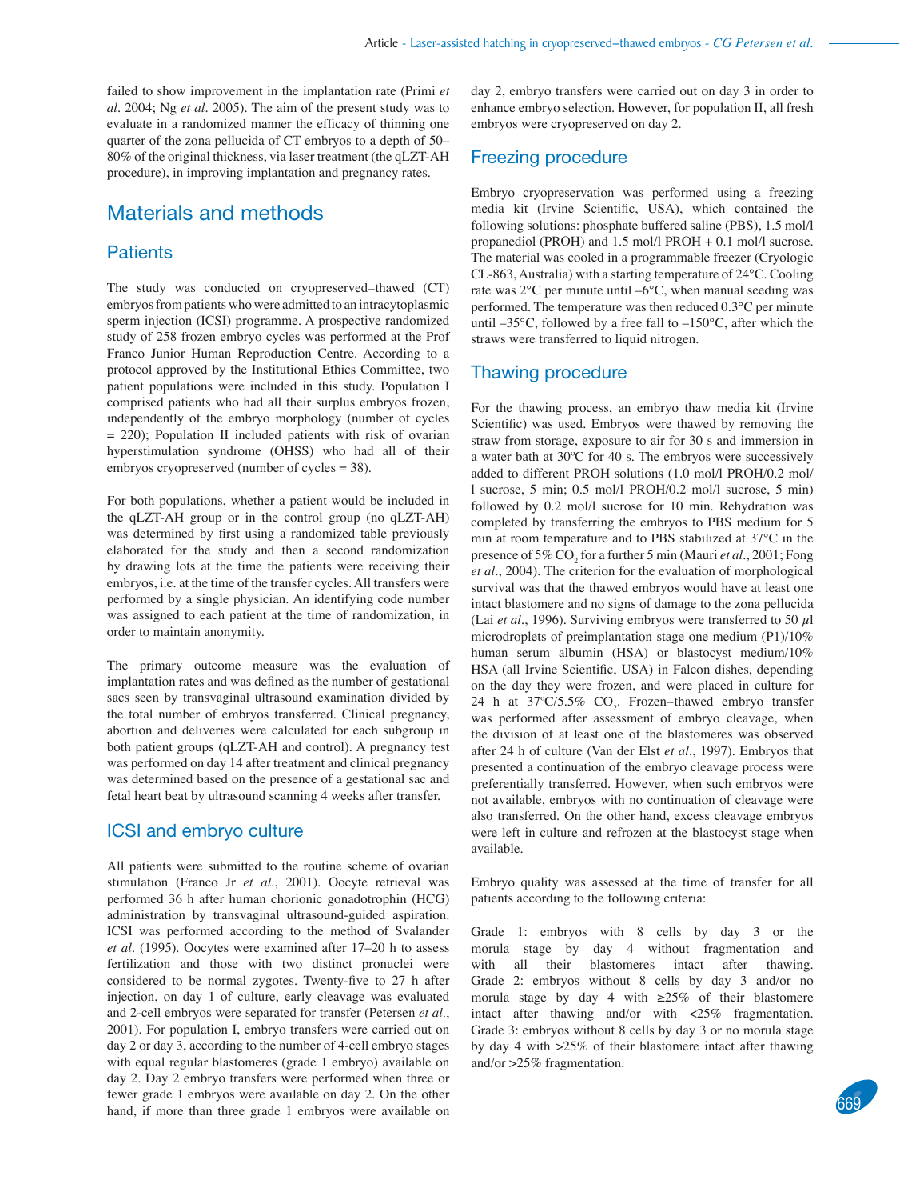failed to show improvement in the implantation rate (Primi *et al*. 2004; Ng *et al*. 2005). The aim of the present study was to evaluate in a randomized manner the efficacy of thinning one quarter of the zona pellucida of CT embryos to a depth of 50–80% of the original thickness, via laser treatment (the qLZT-AH procedure), in improving implantation and pregnancy rates.

# Materials and methods

## Patients

The study was conducted on cryopreserved–thawed (CT) embryos from patients who were admitted to an intracytoplasmic sperm injection (ICSI) programme. A prospective randomized study of 258 frozen embryo cycles was performed at the Prof Franco Junior Human Reproduction Centre. According to a protocol approved by the Institutional Ethics Committee, two patient populations were included in this study. Population I comprised patients who had all their surplus embryos frozen, independently of the embryo morphology (number of cycles = 220); Population II included patients with risk of ovarian hyperstimulation syndrome (OHSS) who had all of their embryos cryopreserved (number of cycles = 38).

For both populations, whether a patient would be included in the qLZT-AH group or in the control group (no qLZT-AH) was determined by first using a randomized table previously elaborated for the study and then a second randomization by drawing lots at the time the patients were receiving their embryos, i.e. at the time of the transfer cycles. All transfers were performed by a single physician. An identifying code number was assigned to each patient at the time of randomization, in order to maintain anonymity.

The primary outcome measure was the evaluation of implantation rates and was defined as the number of gestational sacs seen by transvaginal ultrasound examination divided by the total number of embryos transferred. Clinical pregnancy, abortion and deliveries were calculated for each subgroup in both patient groups (qLZT-AH and control). A pregnancy test was performed on day 14 after treatment and clinical pregnancy was determined based on the presence of a gestational sac and fetal heart beat by ultrasound scanning 4 weeks after transfer.

## ICSI and embryo culture

All patients were submitted to the routine scheme of ovarian stimulation (Franco Jr *et al*., 2001). Oocyte retrieval was performed 36 h after human chorionic gonadotrophin (HCG) administration by transvaginal ultrasound-guided aspiration. ICSI was performed according to the method of Svalander *et al*. (1995). Oocytes were examined after 17–20 h to assess fertilization and those with two distinct pronuclei were considered to be normal zygotes. Twenty-five to 27 h after injection, on day 1 of culture, early cleavage was evaluated and 2-cell embryos were separated for transfer (Petersen *et al*., 2001). For population I, embryo transfers were carried out on day 2 or day 3, according to the number of 4-cell embryo stages with equal regular blastomeres (grade 1 embryo) available on day 2. Day 2 embryo transfers were performed when three or fewer grade 1 embryos were available on day 2. On the other hand, if more than three grade 1 embryos were available on day 2, embryo transfers were carried out on day 3 in order to enhance embryo selection. However, for population II, all fresh embryos were cryopreserved on day 2.

## Freezing procedure

Embryo cryopreservation was performed using a freezing media kit (Irvine Scientific, USA), which contained the following solutions: phosphate buffered saline (PBS), 1.5 mol/l propanediol (PROH) and 1.5 mol/l PROH + 0.1 mol/l sucrose. The material was cooled in a programmable freezer (Cryologic CL-863, Australia) with a starting temperature of 24°C. Cooling rate was 2°C per minute until –6°C, when manual seeding was performed. The temperature was then reduced 0.3°C per minute until –35°C, followed by a free fall to –150°C, after which the straws were transferred to liquid nitrogen.

## Thawing procedure

For the thawing process, an embryo thaw media kit (Irvine Scientific) was used. Embryos were thawed by removing the straw from storage, exposure to air for 30 s and immersion in a water bath at 30ºC for 40 s. The embryos were successively added to different PROH solutions (1.0 mol/l PROH/0.2 mol/l sucrose, 5 min; 0.5 mol/l PROH/0.2 mol/l sucrose, 5 min) followed by 0.2 mol/l sucrose for 10 min. Rehydration was completed by transferring the embryos to PBS medium for 5 min at room temperature and to PBS stabilized at 37°C in the presence of 5% $CO_2$ for a further 5 min (Mauri *et al*., 2001; Fong *et al*., 2004). The criterion for the evaluation of morphological survival was that the thawed embryos would have at least one intact blastomere and no signs of damage to the zona pellucida (Lai *et al*., 1996). Surviving embryos were transferred to 50 μl microdroplets of preimplantation stage one medium (P1)/10% human serum albumin (HSA) or blastocyst medium/10% HSA (all Irvine Scientific, USA) in Falcon dishes, depending on the day they were frozen, and were placed in culture for 24 h at 37ºC/5.5% $CO_2$. Frozen–thawed embryo transfer was performed after assessment of embryo cleavage, when the division of at least one of the blastomeres was observed after 24 h of culture (Van der Elst *et al*., 1997). Embryos that presented a continuation of the embryo cleavage process were preferentially transferred. However, when such embryos were not available, embryos with no continuation of cleavage were also transferred. On the other hand, excess cleavage embryos were left in culture and refrozen at the blastocyst stage when available.

Embryo quality was assessed at the time of transfer for all patients according to the following criteria:

Grade 1: embryos with 8 cells by day 3 or the morula stage by day 4 without fragmentation and with all their blastomeres intact after thawing.
Grade 2: embryos without 8 cells by day 3 and/or no morula stage by day 4 with ≥25% of their blastomere intact after thawing and/or with <25% fragmentation.
Grade 3: embryos without 8 cells by day 3 or no morula stage by day 4 with >25% of their blastomere intact after thawing and/or >25% fragmentation.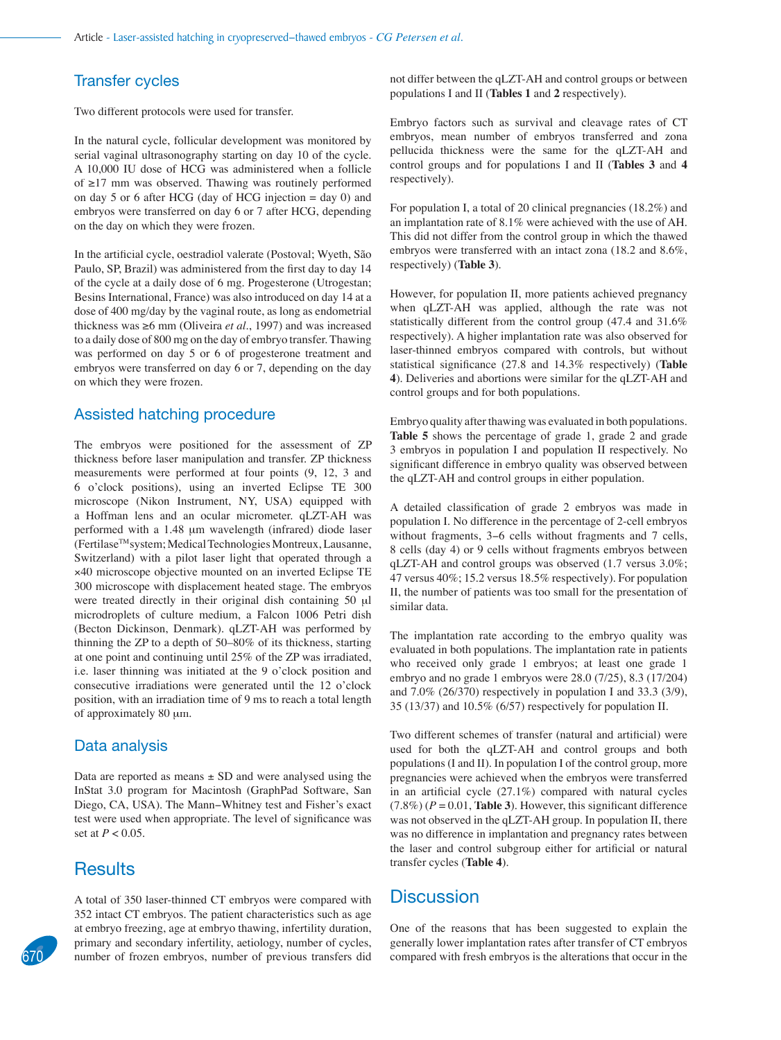## Transfer cycles

Two different protocols were used for transfer.

In the natural cycle, follicular development was monitored by serial vaginal ultrasonography starting on day 10 of the cycle. A 10,000 IU dose of HCG was administered when a follicle of ≥17 mm was observed. Thawing was routinely performed on day 5 or 6 after HCG (day of HCG injection = day 0) and embryos were transferred on day 6 or 7 after HCG, depending on the day on which they were frozen.

In the artificial cycle, oestradiol valerate (Postoval; Wyeth, São Paulo, SP, Brazil) was administered from the first day to day 14 of the cycle at a daily dose of 6 mg. Progesterone (Utrogestan; Besins International, France) was also introduced on day 14 at a dose of 400 mg/day by the vaginal route, as long as endometrial thickness was ≥6 mm (Oliveira *et al*., 1997) and was increased to a daily dose of 800 mg on the day of embryo transfer. Thawing was performed on day 5 or 6 of progesterone treatment and embryos were transferred on day 6 or 7, depending on the day on which they were frozen.

## Assisted hatching procedure

The embryos were positioned for the assessment of ZP thickness before laser manipulation and transfer. ZP thickness measurements were performed at four points (9, 12, 3 and 6 o'clock positions), using an inverted Eclipse TE 300 microscope (Nikon Instrument, NY, USA) equipped with a Hoffman lens and an ocular micrometer. qLZT-AH was performed with a 1.48 μm wavelength (infrared) diode laser (Fertilase™ system; Medical Technologies Montreux, Lausanne, Switzerland) with a pilot laser light that operated through a ×40 microscope objective mounted on an inverted Eclipse TE 300 microscope with displacement heated stage. The embryos were treated directly in their original dish containing 50 μl microdroplets of culture medium, a Falcon 1006 Petri dish (Becton Dickinson, Denmark). qLZT-AH was performed by thinning the ZP to a depth of 50–80% of its thickness, starting at one point and continuing until 25% of the ZP was irradiated, i.e. laser thinning was initiated at the 9 o'clock position and consecutive irradiations were generated until the 12 o'clock position, with an irradiation time of 9 ms to reach a total length of approximately 80 μm.

## Data analysis

Data are reported as means ± SD and were analysed using the InStat 3.0 program for Macintosh (GraphPad Software, San Diego, CA, USA). The Mann–Whitney test and Fisher's exact test were used when appropriate. The level of significance was set at $P < 0.05$.

# Results

A total of 350 laser-thinned CT embryos were compared with 352 intact CT embryos. The patient characteristics such as age at embryo freezing, age at embryo thawing, infertility duration, primary and secondary infertility, aetiology, number of cycles, number of frozen embryos, number of previous transfers did not differ between the qLZT-AH and control groups or between populations I and II (**Tables 1** and **2** respectively).

Embryo factors such as survival and cleavage rates of CT embryos, mean number of embryos transferred and zona pellucida thickness were the same for the qLZT-AH and control groups and for populations I and II (**Tables 3** and **4** respectively).

For population I, a total of 20 clinical pregnancies (18.2%) and an implantation rate of 8.1% were achieved with the use of AH. This did not differ from the control group in which the thawed embryos were transferred with an intact zona (18.2 and 8.6%, respectively) (**Table 3**).

However, for population II, more patients achieved pregnancy when qLZT-AH was applied, although the rate was not statistically different from the control group (47.4 and 31.6% respectively). A higher implantation rate was also observed for laser-thinned embryos compared with controls, but without statistical significance (27.8 and 14.3% respectively) (**Table 4**). Deliveries and abortions were similar for the qLZT-AH and control groups and for both populations.

Embryo quality after thawing was evaluated in both populations. **Table 5** shows the percentage of grade 1, grade 2 and grade 3 embryos in population I and population II respectively. No significant difference in embryo quality was observed between the qLZT-AH and control groups in either population.

A detailed classification of grade 2 embryos was made in population I. No difference in the percentage of 2-cell embryos without fragments, 3–6 cells without fragments and 7 cells, 8 cells (day 4) or 9 cells without fragments embryos between qLZT-AH and control groups was observed (1.7 versus 3.0%; 47 versus 40%; 15.2 versus 18.5% respectively). For population II, the number of patients was too small for the presentation of similar data.

The implantation rate according to the embryo quality was evaluated in both populations. The implantation rate in patients who received only grade 1 embryos; at least one grade 1 embryo and no grade 1 embryos were 28.0 (7/25), 8.3 (17/204) and 7.0% (26/370) respectively in population I and 33.3 (3/9), 35 (13/37) and 10.5% (6/57) respectively for population II.

Two different schemes of transfer (natural and artificial) were used for both the qLZT-AH and control groups and both populations (I and II). In population I of the control group, more pregnancies were achieved when the embryos were transferred in an artificial cycle (27.1%) compared with natural cycles (7.8%) ($P = 0.01$, **Table 3**). However, this significant difference was not observed in the qLZT-AH group. In population II, there was no difference in implantation and pregnancy rates between the laser and control subgroup either for artificial or natural transfer cycles (**Table 4**).

# Discussion

One of the reasons that has been suggested to explain the generally lower implantation rates after transfer of CT embryos compared with fresh embryos is the alterations that occur in the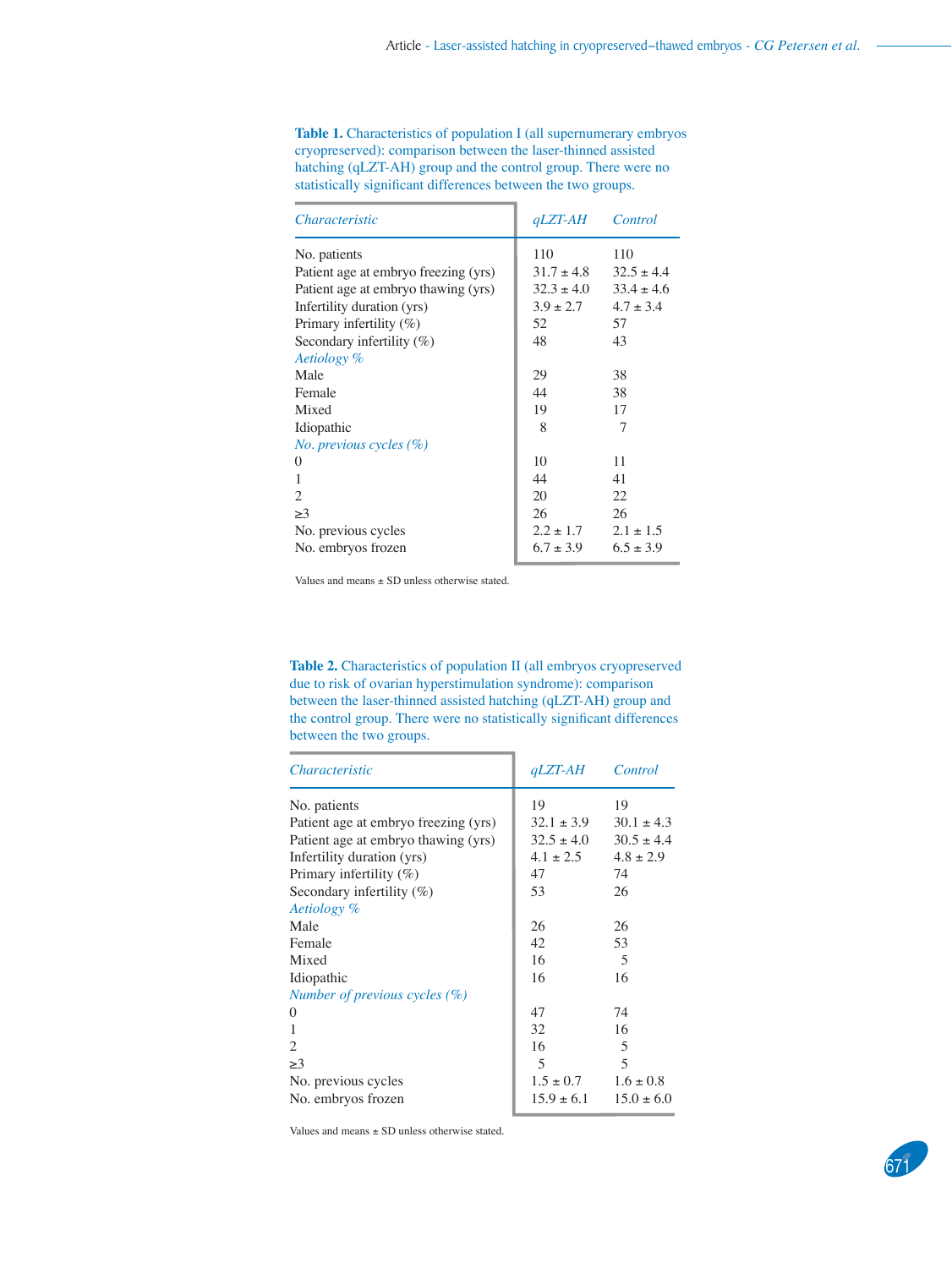**Table 1.** Characteristics of population I (all supernumerary embryos cryopreserved): comparison between the laser-thinned assisted hatching (qLZT-AH) group and the control group. There were no statistically significant differences between the two groups.

| *Characteristic* | *qLZT-AH* | *Control* |
|---|---|---|
| No. patients | 110 | 110 |
| Patient age at embryo freezing (yrs) | 31.7 ± 4.8 | 32.5 ± 4.4 |
| Patient age at embryo thawing (yrs) | 32.3 ± 4.0 | 33.4 ± 4.6 |
| Infertility duration (yrs) | 3.9 ± 2.7 | 4.7 ± 3.4 |
| Primary infertility (%) | 52 | 57 |
| Secondary infertility (%) | 48 | 43 |
| *Aetiology %* | | |
| Male | 29 | 38 |
| Female | 44 | 38 |
| Mixed | 19 | 17 |
| Idiopathic | 8 | 7 |
| *No. previous cycles (%)* | | |
| 0 | 10 | 11 |
| 1 | 44 | 41 |
| 2 | 20 | 22 |
| ≥3 | 26 | 26 |
| No. previous cycles | 2.2 ± 1.7 | 2.1 ± 1.5 |
| No. embryos frozen | 6.7 ± 3.9 | 6.5 ± 3.9 |

Values and means ± SD unless otherwise stated.

**Table 2.** Characteristics of population II (all embryos cryopreserved due to risk of ovarian hyperstimulation syndrome): comparison between the laser-thinned assisted hatching (qLZT-AH) group and the control group. There were no statistically significant differences between the two groups.

| *Characteristic* | *qLZT-AH* | *Control* |
|---|---|---|
| No. patients | 19 | 19 |
| Patient age at embryo freezing (yrs) | 32.1 ± 3.9 | 30.1 ± 4.3 |
| Patient age at embryo thawing (yrs) | 32.5 ± 4.0 | 30.5 ± 4.4 |
| Infertility duration (yrs) | 4.1 ± 2.5 | 4.8 ± 2.9 |
| Primary infertility (%) | 47 | 74 |
| Secondary infertility (%) | 53 | 26 |
| *Aetiology %* | | |
| Male | 26 | 26 |
| Female | 42 | 53 |
| Mixed | 16 | 5 |
| Idiopathic | 16 | 16 |
| *Number of previous cycles (%)* | | |
| 0 | 47 | 74 |
| 1 | 32 | 16 |
| 2 | 16 | 5 |
| ≥3 | 5 | 5 |
| No. previous cycles | 1.5 ± 0.7 | 1.6 ± 0.8 |
| No. embryos frozen | 15.9 ± 6.1 | 15.0 ± 6.0 |

Values and means ± SD unless otherwise stated.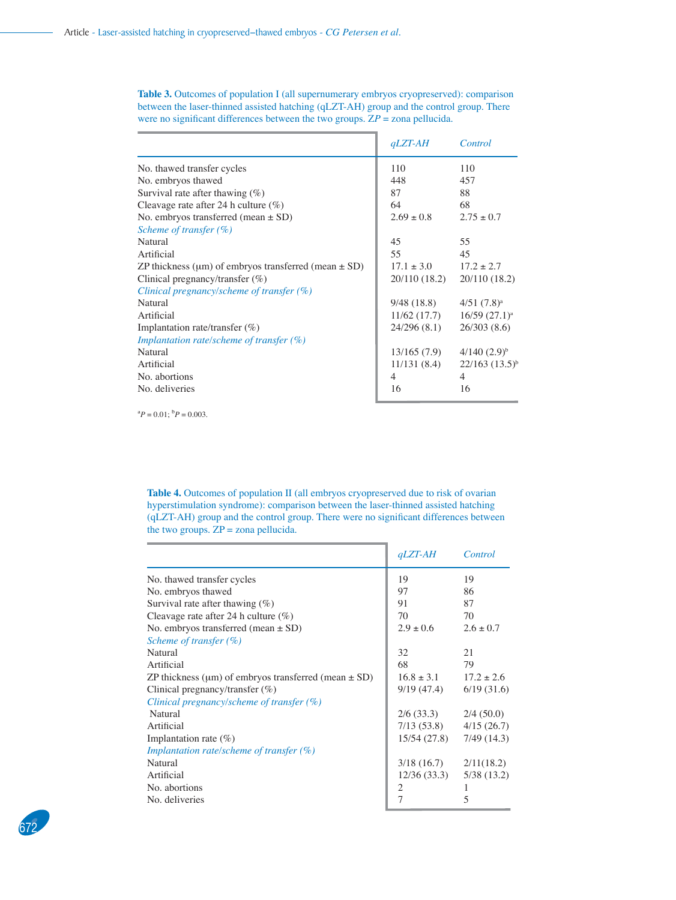**Table 3.** Outcomes of population I (all supernumerary embryos cryopreserved): comparison between the laser-thinned assisted hatching (qLZT-AH) group and the control group. There were no significant differences between the two groups. *ZP* = zona pellucida.

| | *qLZT-AH* | *Control* |
|---|---|---|
| No. thawed transfer cycles | 110 | 110 |
| No. embryos thawed | 448 | 457 |
| Survival rate after thawing (%) | 87 | 88 |
| Cleavage rate after 24 h culture (%) | 64 | 68 |
| No. embryos transferred (mean ± SD) | 2.69 ± 0.8 | 2.75 ± 0.7 |
| *Scheme of transfer (%)* | | |
| Natural | 45 | 55 |
| Artificial | 55 | 45 |
| ZP thickness (μm) of embryos transferred (mean ± SD) | 17.1 ± 3.0 | 17.2 ± 2.7 |
| Clinical pregnancy/transfer (%) | 20/110 (18.2) | 20/110 (18.2) |
| *Clinical pregnancy/scheme of transfer (%)* | | |
| Natural | 9/48 (18.8) | 4/51 (7.8)[a] |
| Artificial | 11/62 (17.7) | 16/59 (27.1)[a] |
| Implantation rate/transfer (%) | 24/296 (8.1) | 26/303 (8.6) |
| *Implantation rate/scheme of transfer (%)* | | |
| Natural | 13/165 (7.9) | 4/140 (2.9)[b] |
| Artificial | 11/131 (8.4) | 22/163 (13.5)[b] |
| No. abortions | 4 | 4 |
| No. deliveries | 16 | 16 |

[a]$P = 0.01$; [b]$P = 0.003$.

**Table 4.** Outcomes of population II (all embryos cryopreserved due to risk of ovarian hyperstimulation syndrome): comparison between the laser-thinned assisted hatching (qLZT-AH) group and the control group. There were no significant differences between the two groups. ZP = zona pellucida.

| | *qLZT-AH* | *Control* |
|---|---|---|
| No. thawed transfer cycles | 19 | 19 |
| No. embryos thawed | 97 | 86 |
| Survival rate after thawing (%) | 91 | 87 |
| Cleavage rate after 24 h culture (%) | 70 | 70 |
| No. embryos transferred (mean ± SD) | 2.9 ± 0.6 | 2.6 ± 0.7 |
| *Scheme of transfer (%)* | | |
| Natural | 32 | 21 |
| Artificial | 68 | 79 |
| ZP thickness (μm) of embryos transferred (mean ± SD) | 16.8 ± 3.1 | 17.2 ± 2.6 |
| Clinical pregnancy/transfer (%) | 9/19 (47.4) | 6/19 (31.6) |
| *Clinical pregnancy/scheme of transfer (%)* | | |
| Natural | 2/6 (33.3) | 2/4 (50.0) |
| Artificial | 7/13 (53.8) | 4/15 (26.7) |
| Implantation rate (%) | 15/54 (27.8) | 7/49 (14.3) |
| *Implantation rate/scheme of transfer (%)* | | |
| Natural | 3/18 (16.7) | 2/11(18.2) |
| Artificial | 12/36 (33.3) | 5/38 (13.2) |
| No. abortions | 2 | 1 |
| No. deliveries | 7 | 5 |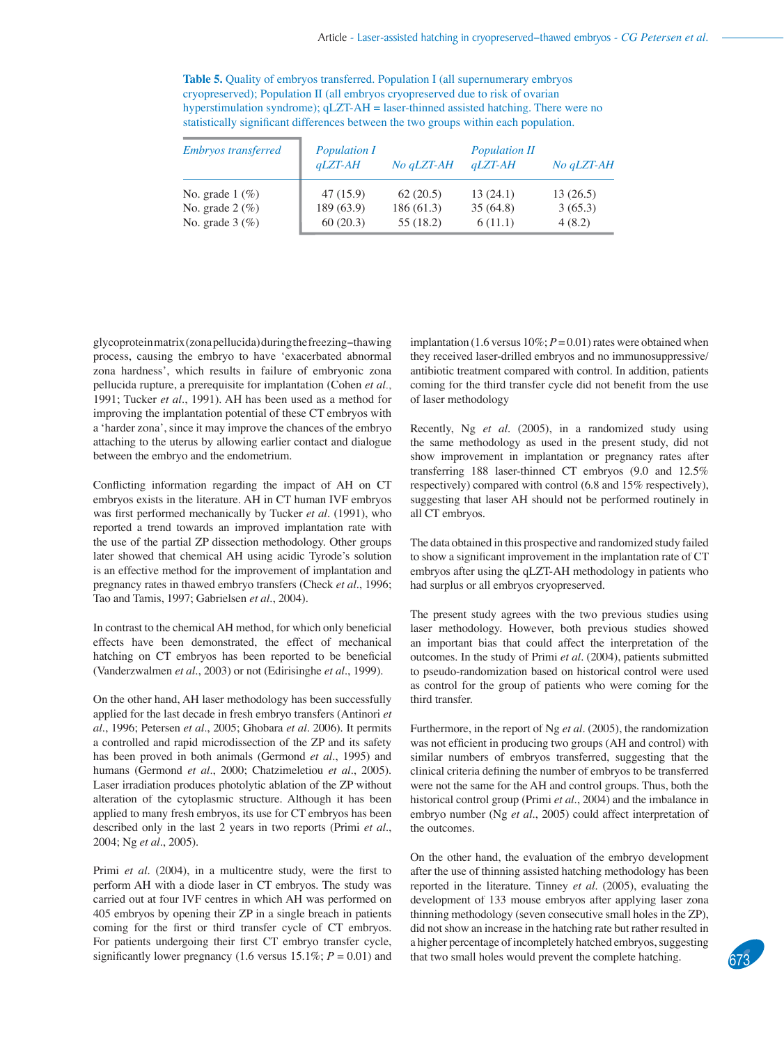**Table 5.** Quality of embryos transferred. Population I (all supernumerary embryos cryopreserved); Population II (all embryos cryopreserved due to risk of ovarian hyperstimulation syndrome); qLZT-AH = laser-thinned assisted hatching. There were no statistically significant differences between the two groups within each population.

| *Embryos transferred* | *Population I* | | *Population II* | |
|---|---|---|---|---|
| | *qLZT-AH* | *No qLZT-AH* | *qLZT-AH* | *No qLZT-AH* |
| No. grade 1 (%) | 47 (15.9) | 62 (20.5) | 13 (24.1) | 13 (26.5) |
| No. grade 2 (%) | 189 (63.9) | 186 (61.3) | 35 (64.8) | 3 (65.3) |
| No. grade 3 (%) | 60 (20.3) | 55 (18.2) | 6 (11.1) | 4 (8.2) |

glycoprotein matrix (zona pellucida) during the freezing–thawing process, causing the embryo to have 'exacerbated abnormal zona hardness', which results in failure of embryonic zona pellucida rupture, a prerequisite for implantation (Cohen *et al.*, 1991; Tucker *et al*., 1991). AH has been used as a method for improving the implantation potential of these CT embryos with a 'harder zona', since it may improve the chances of the embryo attaching to the uterus by allowing earlier contact and dialogue between the embryo and the endometrium.

Conflicting information regarding the impact of AH on CT embryos exists in the literature. AH in CT human IVF embryos was first performed mechanically by Tucker *et al*. (1991), who reported a trend towards an improved implantation rate with the use of the partial ZP dissection methodology. Other groups later showed that chemical AH using acidic Tyrode's solution is an effective method for the improvement of implantation and pregnancy rates in thawed embryo transfers (Check *et al*., 1996; Tao and Tamis, 1997; Gabrielsen *et al*., 2004).

In contrast to the chemical AH method, for which only beneficial effects have been demonstrated, the effect of mechanical hatching on CT embryos has been reported to be beneficial (Vanderzwalmen *et al*., 2003) or not (Edirisinghe *et al*., 1999).

On the other hand, AH laser methodology has been successfully applied for the last decade in fresh embryo transfers (Antinori *et al*., 1996; Petersen *et al*., 2005; Ghobara *et al*. 2006). It permits a controlled and rapid microdissection of the ZP and its safety has been proved in both animals (Germond *et al*., 1995) and humans (Germond *et al*., 2000; Chatzimeletiou *et al*., 2005). Laser irradiation produces photolytic ablation of the ZP without alteration of the cytoplasmic structure. Although it has been applied to many fresh embryos, its use for CT embryos has been described only in the last 2 years in two reports (Primi *et al*., 2004; Ng *et al*., 2005).

Primi *et al*. (2004), in a multicentre study, were the first to perform AH with a diode laser in CT embryos. The study was carried out at four IVF centres in which AH was performed on 405 embryos by opening their ZP in a single breach in patients coming for the first or third transfer cycle of CT embryos. For patients undergoing their first CT embryo transfer cycle, significantly lower pregnancy (1.6 versus 15.1%; $P = 0.01$) and implantation (1.6 versus 10%; $P = 0.01$) rates were obtained when they received laser-drilled embryos and no immunosuppressive/antibiotic treatment compared with control. In addition, patients coming for the third transfer cycle did not benefit from the use of laser methodology

Recently, Ng *et al*. (2005), in a randomized study using the same methodology as used in the present study, did not show improvement in implantation or pregnancy rates after transferring 188 laser-thinned CT embryos (9.0 and 12.5% respectively) compared with control (6.8 and 15% respectively), suggesting that laser AH should not be performed routinely in all CT embryos.

The data obtained in this prospective and randomized study failed to show a significant improvement in the implantation rate of CT embryos after using the qLZT-AH methodology in patients who had surplus or all embryos cryopreserved.

The present study agrees with the two previous studies using laser methodology. However, both previous studies showed an important bias that could affect the interpretation of the outcomes. In the study of Primi *et al*. (2004), patients submitted to pseudo-randomization based on historical control were used as control for the group of patients who were coming for the third transfer.

Furthermore, in the report of Ng *et al*. (2005), the randomization was not efficient in producing two groups (AH and control) with similar numbers of embryos transferred, suggesting that the clinical criteria defining the number of embryos to be transferred were not the same for the AH and control groups. Thus, both the historical control group (Primi *et al*., 2004) and the imbalance in embryo number (Ng *et al*., 2005) could affect interpretation of the outcomes.

On the other hand, the evaluation of the embryo development after the use of thinning assisted hatching methodology has been reported in the literature. Tinney *et al*. (2005), evaluating the development of 133 mouse embryos after applying laser zona thinning methodology (seven consecutive small holes in the ZP), did not show an increase in the hatching rate but rather resulted in a higher percentage of incompletely hatched embryos, suggesting that two small holes would prevent the complete hatching.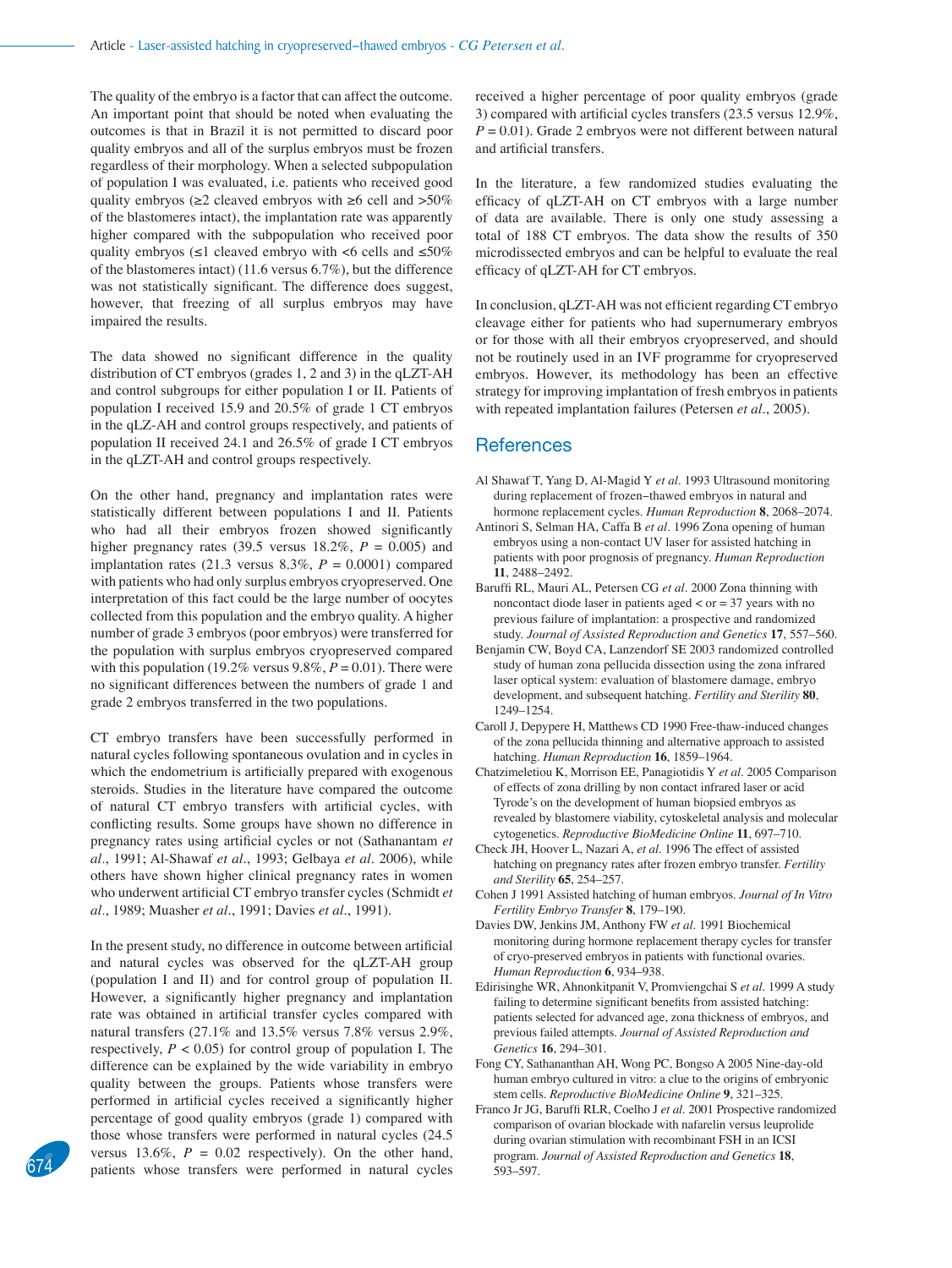The quality of the embryo is a factor that can affect the outcome. An important point that should be noted when evaluating the outcomes is that in Brazil it is not permitted to discard poor quality embryos and all of the surplus embryos must be frozen regardless of their morphology. When a selected subpopulation of population I was evaluated, i.e. patients who received good quality embryos (≥2 cleaved embryos with ≥6 cell and >50% of the blastomeres intact), the implantation rate was apparently higher compared with the subpopulation who received poor quality embryos (≤1 cleaved embryo with <6 cells and ≤50% of the blastomeres intact) (11.6 versus 6.7%), but the difference was not statistically significant. The difference does suggest, however, that freezing of all surplus embryos may have impaired the results.

The data showed no significant difference in the quality distribution of CT embryos (grades 1, 2 and 3) in the qLZT-AH and control subgroups for either population I or II. Patients of population I received 15.9 and 20.5% of grade 1 CT embryos in the qLZ-AH and control groups respectively, and patients of population II received 24.1 and 26.5% of grade I CT embryos in the qLZT-AH and control groups respectively.

On the other hand, pregnancy and implantation rates were statistically different between populations I and II. Patients who had all their embryos frozen showed significantly higher pregnancy rates (39.5 versus 18.2%, $P$ = 0.005) and implantation rates (21.3 versus 8.3%, $P$ = 0.0001) compared with patients who had only surplus embryos cryopreserved. One interpretation of this fact could be the large number of oocytes collected from this population and the embryo quality. A higher number of grade 3 embryos (poor embryos) were transferred for the population with surplus embryos cryopreserved compared with this population (19.2% versus 9.8%, $P$ = 0.01). There were no significant differences between the numbers of grade 1 and grade 2 embryos transferred in the two populations.

CT embryo transfers have been successfully performed in natural cycles following spontaneous ovulation and in cycles in which the endometrium is artificially prepared with exogenous steroids. Studies in the literature have compared the outcome of natural CT embryo transfers with artificial cycles, with conflicting results. Some groups have shown no difference in pregnancy rates using artificial cycles or not (Sathanantam *et al*., 1991; Al-Shawaf *et al*., 1993; Gelbaya *et al*. 2006), while others have shown higher clinical pregnancy rates in women who underwent artificial CT embryo transfer cycles (Schmidt *et al*., 1989; Muasher *et al*., 1991; Davies *et al*., 1991).

In the present study, no difference in outcome between artificial and natural cycles was observed for the qLZT-AH group (population I and II) and for control group of population II. However, a significantly higher pregnancy and implantation rate was obtained in artificial transfer cycles compared with natural transfers (27.1% and 13.5% versus 7.8% versus 2.9%, respectively, $P$ < 0.05) for control group of population I. The difference can be explained by the wide variability in embryo quality between the groups. Patients whose transfers were performed in artificial cycles received a significantly higher percentage of good quality embryos (grade 1) compared with those whose transfers were performed in natural cycles (24.5 versus 13.6%, $P$ = 0.02 respectively). On the other hand, patients whose transfers were performed in natural cycles received a higher percentage of poor quality embryos (grade 3) compared with artificial cycles transfers (23.5 versus 12.9%, $P$ = 0.01). Grade 2 embryos were not different between natural and artificial transfers.

In the literature, a few randomized studies evaluating the efficacy of qLZT-AH on CT embryos with a large number of data are available. There is only one study assessing a total of 188 CT embryos. The data show the results of 350 microdissected embryos and can be helpful to evaluate the real efficacy of qLZT-AH for CT embryos.

In conclusion, qLZT-AH was not efficient regarding CT embryo cleavage either for patients who had supernumerary embryos or for those with all their embryos cryopreserved, and should not be routinely used in an IVF programme for cryopreserved embryos. However, its methodology has been an effective strategy for improving implantation of fresh embryos in patients with repeated implantation failures (Petersen *et al*., 2005).

## References

Al Shawaf T, Yang D, Al-Magid Y *et al*. 1993 Ultrasound monitoring during replacement of frozen–thawed embryos in natural and hormone replacement cycles. *Human Reproduction* **8**, 2068–2074.

Antinori S, Selman HA, Caffa B *et al*. 1996 Zona opening of human embryos using a non-contact UV laser for assisted hatching in patients with poor prognosis of pregnancy. *Human Reproduction* **11**, 2488–2492.

Baruffi RL, Mauri AL, Petersen CG *et al*. 2000 Zona thinning with noncontact diode laser in patients aged < or = 37 years with no previous failure of implantation: a prospective and randomized study. *Journal of Assisted Reproduction and Genetics* **17**, 557–560.

Benjamin CW, Boyd CA, Lanzendorf SE 2003 randomized controlled study of human zona pellucida dissection using the zona infrared laser optical system: evaluation of blastomere damage, embryo development, and subsequent hatching. *Fertility and Sterility* **80**, 1249–1254.

Caroll J, Depypere H, Matthews CD 1990 Free-thaw-induced changes of the zona pellucida thinning and alternative approach to assisted hatching. *Human Reproduction* **16**, 1859–1964.

Chatzimeletiou K, Morrison EE, Panagiotidis Y *et al*. 2005 Comparison of effects of zona drilling by non contact infrared laser or acid Tyrode's on the development of human biopsied embryos as revealed by blastomere viability, cytoskeletal analysis and molecular cytogenetics. *Reproductive BioMedicine Online* **11**, 697–710.

Check JH, Hoover L, Nazari A, *et al*. 1996 The effect of assisted hatching on pregnancy rates after frozen embryo transfer. *Fertility and Sterility* **65**, 254–257.

Cohen J 1991 Assisted hatching of human embryos. *Journal of In Vitro Fertility Embryo Transfer* **8**, 179–190.

Davies DW, Jenkins JM, Anthony FW *et al*. 1991 Biochemical monitoring during hormone replacement therapy cycles for transfer of cryo-preserved embryos in patients with functional ovaries. *Human Reproduction* **6**, 934–938.

Edirisinghe WR, Ahnonkitpanit V, Promviengchai S *et al*. 1999 A study failing to determine significant benefits from assisted hatching: patients selected for advanced age, zona thickness of embryos, and previous failed attempts. *Journal of Assisted Reproduction and Genetics* **16**, 294–301.

Fong CY, Sathananthan AH, Wong PC, Bongso A 2005 Nine-day-old human embryo cultured in vitro: a clue to the origins of embryonic stem cells. *Reproductive BioMedicine Online* **9**, 321–325.

Franco Jr JG, Baruffi RLR, Coelho J *et al*. 2001 Prospective randomized comparison of ovarian blockade with nafarelin versus leuprolide during ovarian stimulation with recombinant FSH in an ICSI program. *Journal of Assisted Reproduction and Genetics* **18**, 593–597.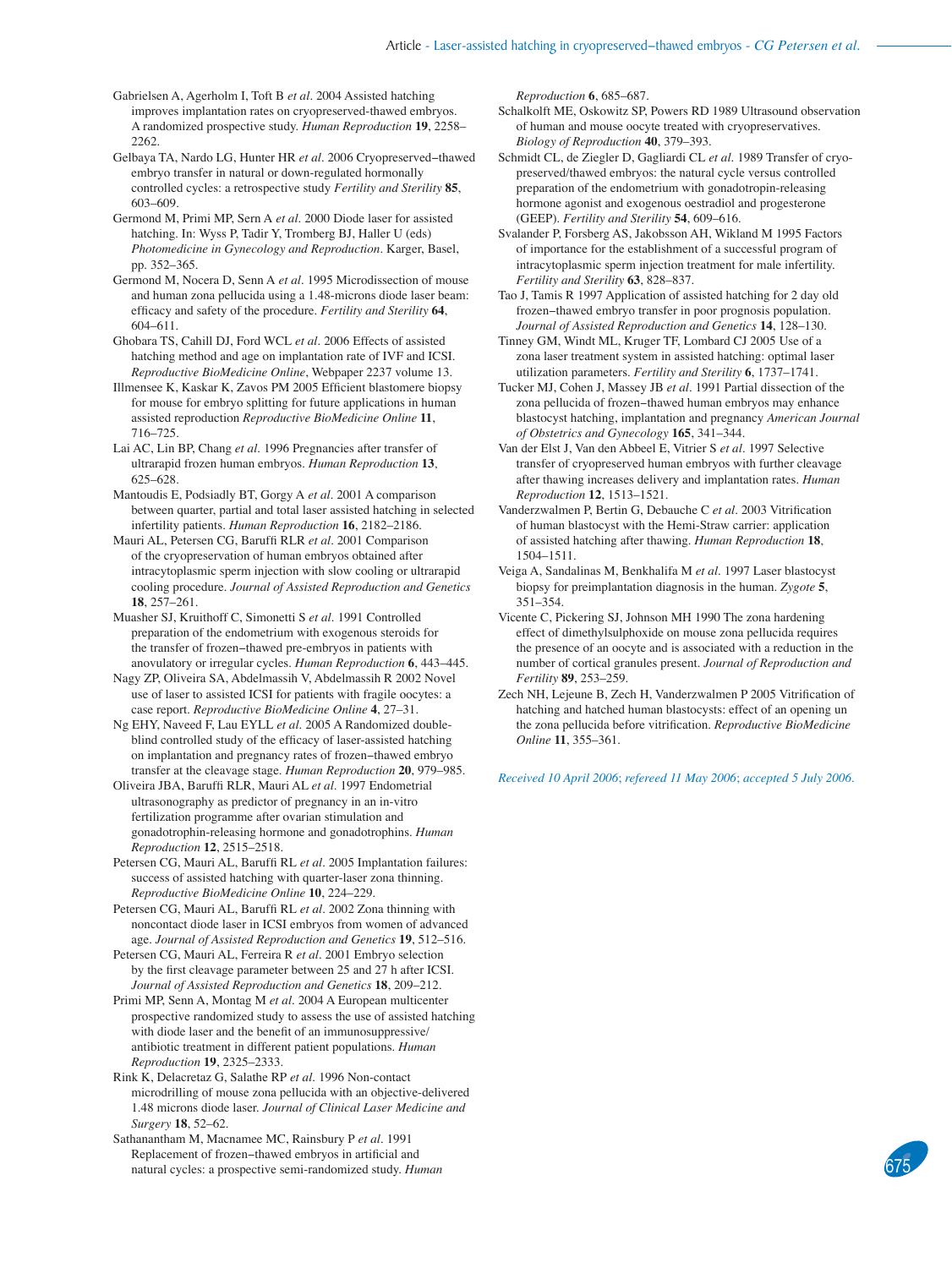Gabrielsen A, Agerholm I, Toft B *et al*. 2004 Assisted hatching improves implantation rates on cryopreserved-thawed embryos. A randomized prospective study. *Human Reproduction* **19**, 2258–2262.

Gelbaya TA, Nardo LG, Hunter HR *et al*. 2006 Cryopreserved–thawed embryo transfer in natural or down-regulated hormonally controlled cycles: a retrospective study *Fertility and Sterility* **85**, 603–609.

Germond M, Primi MP, Sern A *et al*. 2000 Diode laser for assisted hatching. In: Wyss P, Tadir Y, Tromberg BJ, Haller U (eds) *Photomedicine in Gynecology and Reproduction*. Karger, Basel, pp. 352–365.

Germond M, Nocera D, Senn A *et al*. 1995 Microdissection of mouse and human zona pellucida using a 1.48-microns diode laser beam: efficacy and safety of the procedure. *Fertility and Sterility* **64**, 604–611.

Ghobara TS, Cahill DJ, Ford WCL *et al*. 2006 Effects of assisted hatching method and age on implantation rate of IVF and ICSI. *Reproductive BioMedicine Online*, Webpaper 2237 volume 13.

Illmensee K, Kaskar K, Zavos PM 2005 Efficient blastomere biopsy for mouse for embryo splitting for future applications in human assisted reproduction *Reproductive BioMedicine Online* **11**, 716–725.

Lai AC, Lin BP, Chang *et al*. 1996 Pregnancies after transfer of ultrarapid frozen human embryos. *Human Reproduction* **13**, 625–628.

Mantoudis E, Podsiadly BT, Gorgy A *et al*. 2001 A comparison between quarter, partial and total laser assisted hatching in selected infertility patients. *Human Reproduction* **16**, 2182–2186.

Mauri AL, Petersen CG, Baruffi RLR *et al*. 2001 Comparison of the cryopreservation of human embryos obtained after intracytoplasmic sperm injection with slow cooling or ultrarapid cooling procedure. *Journal of Assisted Reproduction and Genetics* **18**, 257–261.

Muasher SJ, Kruithoff C, Simonetti S *et al*. 1991 Controlled preparation of the endometrium with exogenous steroids for the transfer of frozen–thawed pre-embryos in patients with anovulatory or irregular cycles. *Human Reproduction* **6**, 443–445.

Nagy ZP, Oliveira SA, Abdelmassih V, Abdelmassih R 2002 Novel use of laser to assisted ICSI for patients with fragile oocytes: a case report. *Reproductive BioMedicine Online* **4**, 27–31.

Ng EHY, Naveed F, Lau EYL *et al*. 2005 A Randomized double-blind controlled study of the efficacy of laser-assisted hatching on implantation and pregnancy rates of frozen–thawed embryo transfer at the cleavage stage. *Human Reproduction* **20**, 979–985.

Oliveira JBA, Baruffi RLR, Mauri AL *et al*. 1997 Endometrial ultrasonography as predictor of pregnancy in an in-vitro fertilization programme after ovarian stimulation and gonadotrophin-releasing hormone and gonadotrophins. *Human Reproduction* **12**, 2515–2518.

Petersen CG, Mauri AL, Baruffi RL *et al*. 2005 Implantation failures: success of assisted hatching with quarter-laser zona thinning. *Reproductive BioMedicine Online* **10**, 224–229.

Petersen CG, Mauri AL, Baruffi RL *et al*. 2002 Zona thinning with noncontact diode laser in ICSI embryos from women of advanced age. *Journal of Assisted Reproduction and Genetics* **19**, 512–516.

Petersen CG, Mauri AL, Ferreira R *et al*. 2001 Embryo selection by the first cleavage parameter between 25 and 27 h after ICSI. *Journal of Assisted Reproduction and Genetics* **18**, 209–212.

Primi MP, Senn A, Montag M *et al*. 2004 A European multicenter prospective randomized study to assess the use of assisted hatching with diode laser and the benefit of an immunosuppressive/antibiotic treatment in different patient populations. *Human Reproduction* **19**, 2325–2333.

Rink K, Delacretaz G, Salathe RP *et al*. 1996 Non-contact microdrilling of mouse zona pellucida with an objective-delivered 1.48 microns diode laser. *Journal of Clinical Laser Medicine and Surgery* **18**, 52–62.

Sathanantham M, Macnamee MC, Rainsbury P *et al*. 1991 Replacement of frozen–thawed embryos in artificial and natural cycles: a prospective semi-randomized study. *Human Reproduction* **6**, 685–687.

Schalkolft ME, Oskowitz SP, Powers RD 1989 Ultrasound observation of human and mouse oocyte treated with cryopreservatives. *Biology of Reproduction* **40**, 379–393.

Schmidt CL, de Ziegler D, Gagliardi CL *et al*. 1989 Transfer of cryo-preserved/thawed embryos: the natural cycle versus controlled preparation of the endometrium with gonadotropin-releasing hormone agonist and exogenous oestradiol and progesterone (GEEP). *Fertility and Sterility* **54**, 609–616.

Svalander P, Forsberg AS, Jakobsson AH, Wikland M 1995 Factors of importance for the establishment of a successful program of intracytoplasmic sperm injection treatment for male infertility. *Fertility and Sterility* **63**, 828–837.

Tao J, Tamis R 1997 Application of assisted hatching for 2 day old frozen–thawed embryo transfer in poor prognosis population. *Journal of Assisted Reproduction and Genetics* **14**, 128–130.

Tinney GM, Windt ML, Kruger TF, Lombard CJ 2005 Use of a zona laser treatment system in assisted hatching: optimal laser utilization parameters. *Fertility and Sterility* **6**, 1737–1741.

Tucker MJ, Cohen J, Massey JB *et al*. 1991 Partial dissection of the zona pellucida of frozen–thawed human embryos may enhance blastocyst hatching, implantation and pregnancy *American Journal of Obstetrics and Gynecology* **165**, 341–344.

Van der Elst J, Van den Abbeel E, Vitrier S *et al*. 1997 Selective transfer of cryopreserved human embryos with further cleavage after thawing increases delivery and implantation rates. *Human Reproduction* **12**, 1513–1521.

Vanderzwalmen P, Bertin G, Debauche C *et al*. 2003 Vitrification of human blastocyst with the Hemi-Straw carrier: application of assisted hatching after thawing. *Human Reproduction* **18**, 1504–1511.

Veiga A, Sandalinas M, Benkhalifa M *et al*. 1997 Laser blastocyst biopsy for preimplantation diagnosis in the human. *Zygote* **5**, 351–354.

Vicente C, Pickering SJ, Johnson MH 1990 The zona hardening effect of dimethylsulphoxide on mouse zona pellucida requires the presence of an oocyte and is associated with a reduction in the number of cortical granules present. *Journal of Reproduction and Fertility* **89**, 253–259.

Zech NH, Lejeune B, Zech H, Vanderzwalmen P 2005 Vitrification of hatching and hatched human blastocysts: effect of an opening un the zona pellucida before vitrification. *Reproductive BioMedicine Online* **11**, 355–361.

*Received 10 April 2006; refereed 11 May 2006; accepted 5 July 2006.*